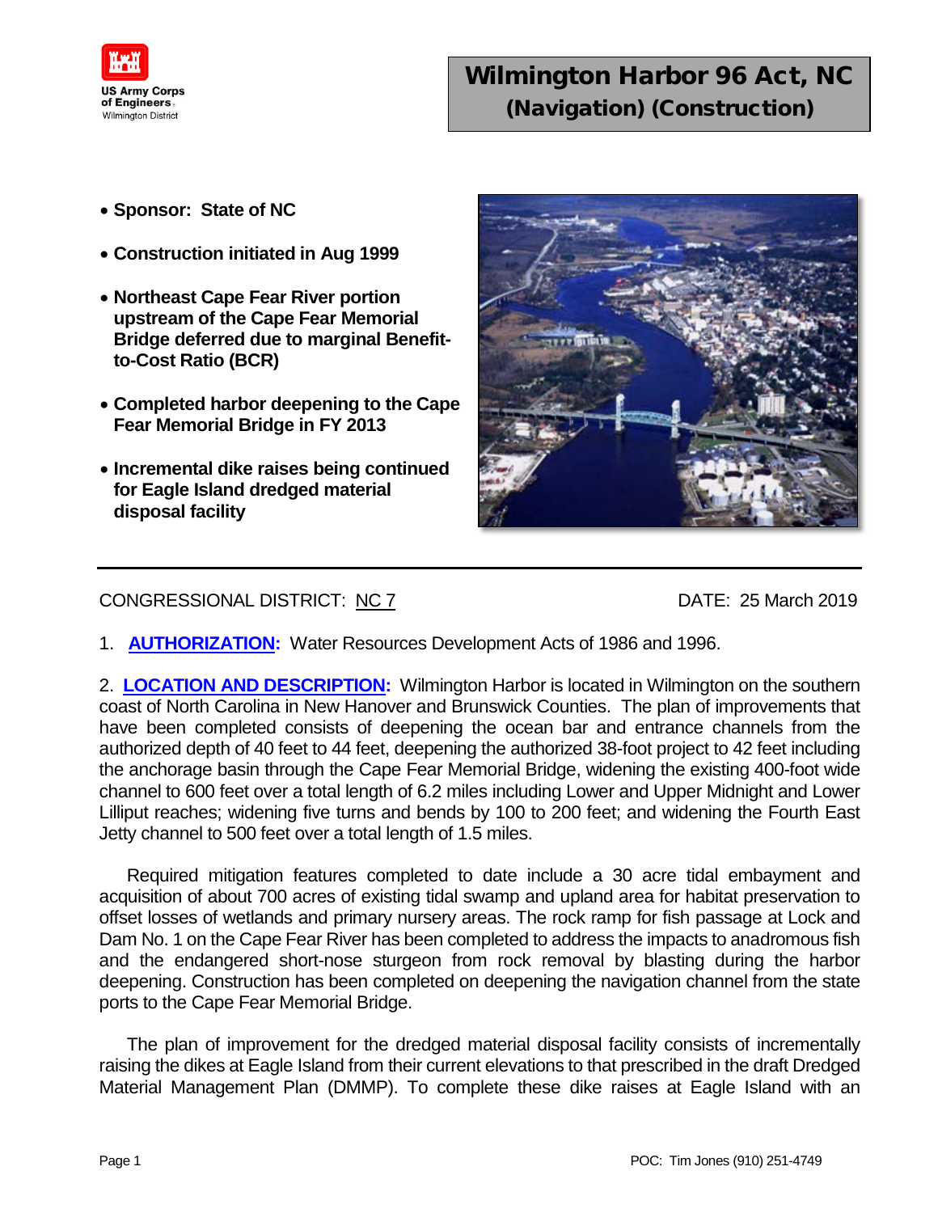# Wilmington Harbor 96 Act, NC
## (Navigation) (Construction)

- **Sponsor: State of NC**
- **Construction initiated in Aug 1999**
- **Northeast Cape Fear River portion upstream of the Cape Fear Memorial Bridge deferred due to marginal Benefit-to-Cost Ratio (BCR)**
- **Completed harbor deepening to the Cape Fear Memorial Bridge in FY 2013**
- **Incremental dike raises being continued for Eagle Island dredged material disposal facility**

---

CONGRESSIONAL DISTRICT: NC 7 DATE: 25 March 2019

1. **AUTHORIZATION:** Water Resources Development Acts of 1986 and 1996.

2. **LOCATION AND DESCRIPTION:** Wilmington Harbor is located in Wilmington on the southern coast of North Carolina in New Hanover and Brunswick Counties. The plan of improvements that have been completed consists of deepening the ocean bar and entrance channels from the authorized depth of 40 feet to 44 feet, deepening the authorized 38-foot project to 42 feet including the anchorage basin through the Cape Fear Memorial Bridge, widening the existing 400-foot wide channel to 600 feet over a total length of 6.2 miles including Lower and Upper Midnight and Lower Lilliput reaches; widening five turns and bends by 100 to 200 feet; and widening the Fourth East Jetty channel to 500 feet over a total length of 1.5 miles.

Required mitigation features completed to date include a 30 acre tidal embayment and acquisition of about 700 acres of existing tidal swamp and upland area for habitat preservation to offset losses of wetlands and primary nursery areas. The rock ramp for fish passage at Lock and Dam No. 1 on the Cape Fear River has been completed to address the impacts to anadromous fish and the endangered short-nose sturgeon from rock removal by blasting during the harbor deepening. Construction has been completed on deepening the navigation channel from the state ports to the Cape Fear Memorial Bridge.

The plan of improvement for the dredged material disposal facility consists of incrementally raising the dikes at Eagle Island from their current elevations to that prescribed in the draft Dredged Material Management Plan (DMMP). To complete these dike raises at Eagle Island with an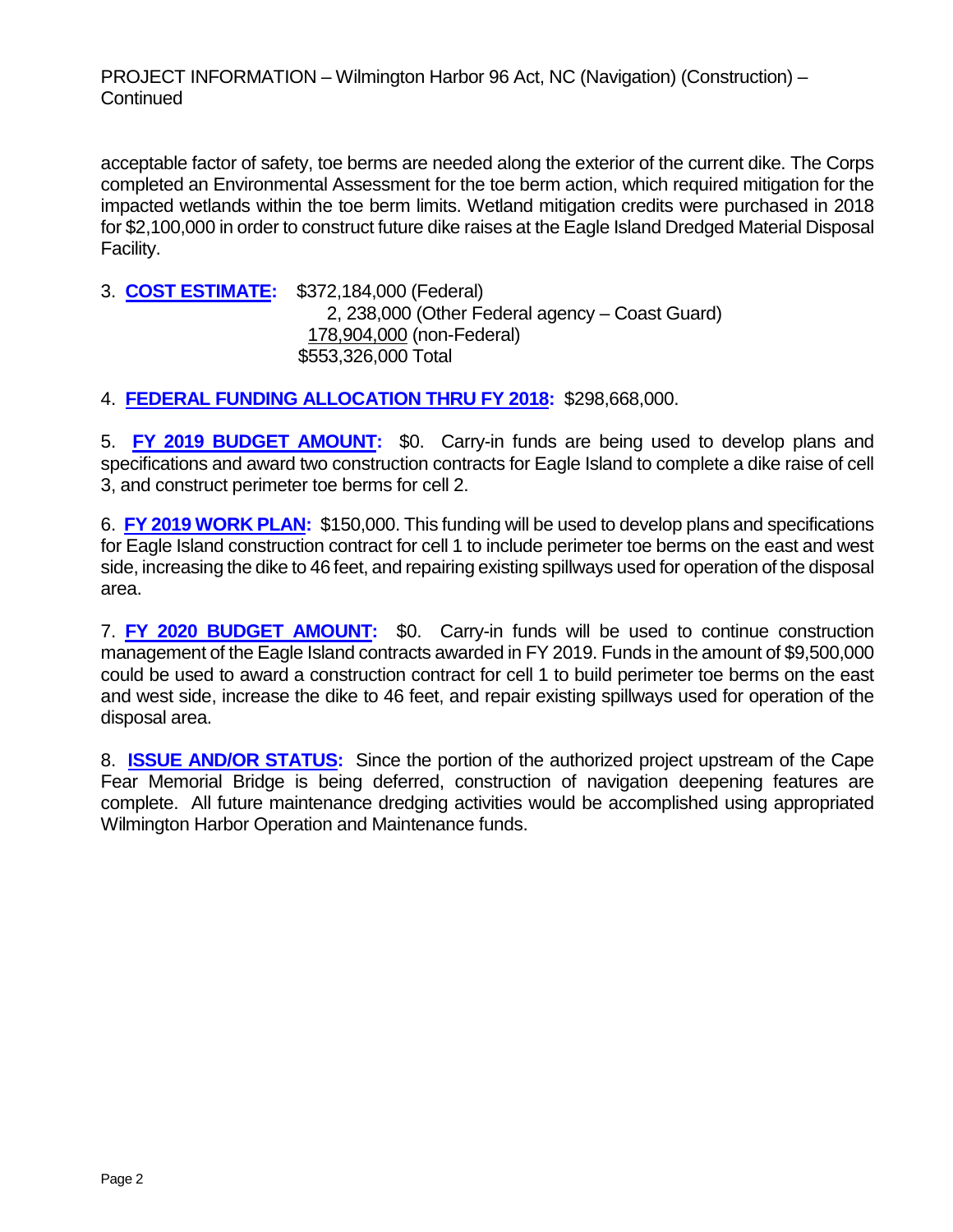acceptable factor of safety, toe berms are needed along the exterior of the current dike. The Corps completed an Environmental Assessment for the toe berm action, which required mitigation for the impacted wetlands within the toe berm limits. Wetland mitigation credits were purchased in 2018 for $2,100,000 in order to construct future dike raises at the Eagle Island Dredged Material Disposal Facility.

3. **COST ESTIMATE:** $372,184,000 (Federal)
   2, 238,000 (Other Federal agency – Coast Guard)
   178,904,000 (non-Federal)
   $553,326,000 Total

4. **FEDERAL FUNDING ALLOCATION THRU FY 2018:** $298,668,000.

5. **FY 2019 BUDGET AMOUNT:** $0. Carry-in funds are being used to develop plans and specifications and award two construction contracts for Eagle Island to complete a dike raise of cell 3, and construct perimeter toe berms for cell 2.

6. **FY 2019 WORK PLAN:** $150,000. This funding will be used to develop plans and specifications for Eagle Island construction contract for cell 1 to include perimeter toe berms on the east and west side, increasing the dike to 46 feet, and repairing existing spillways used for operation of the disposal area.

7. **FY 2020 BUDGET AMOUNT:** $0. Carry-in funds will be used to continue construction management of the Eagle Island contracts awarded in FY 2019. Funds in the amount of $9,500,000 could be used to award a construction contract for cell 1 to build perimeter toe berms on the east and west side, increase the dike to 46 feet, and repair existing spillways used for operation of the disposal area.

8. **ISSUE AND/OR STATUS:** Since the portion of the authorized project upstream of the Cape Fear Memorial Bridge is being deferred, construction of navigation deepening features are complete. All future maintenance dredging activities would be accomplished using appropriated Wilmington Harbor Operation and Maintenance funds.